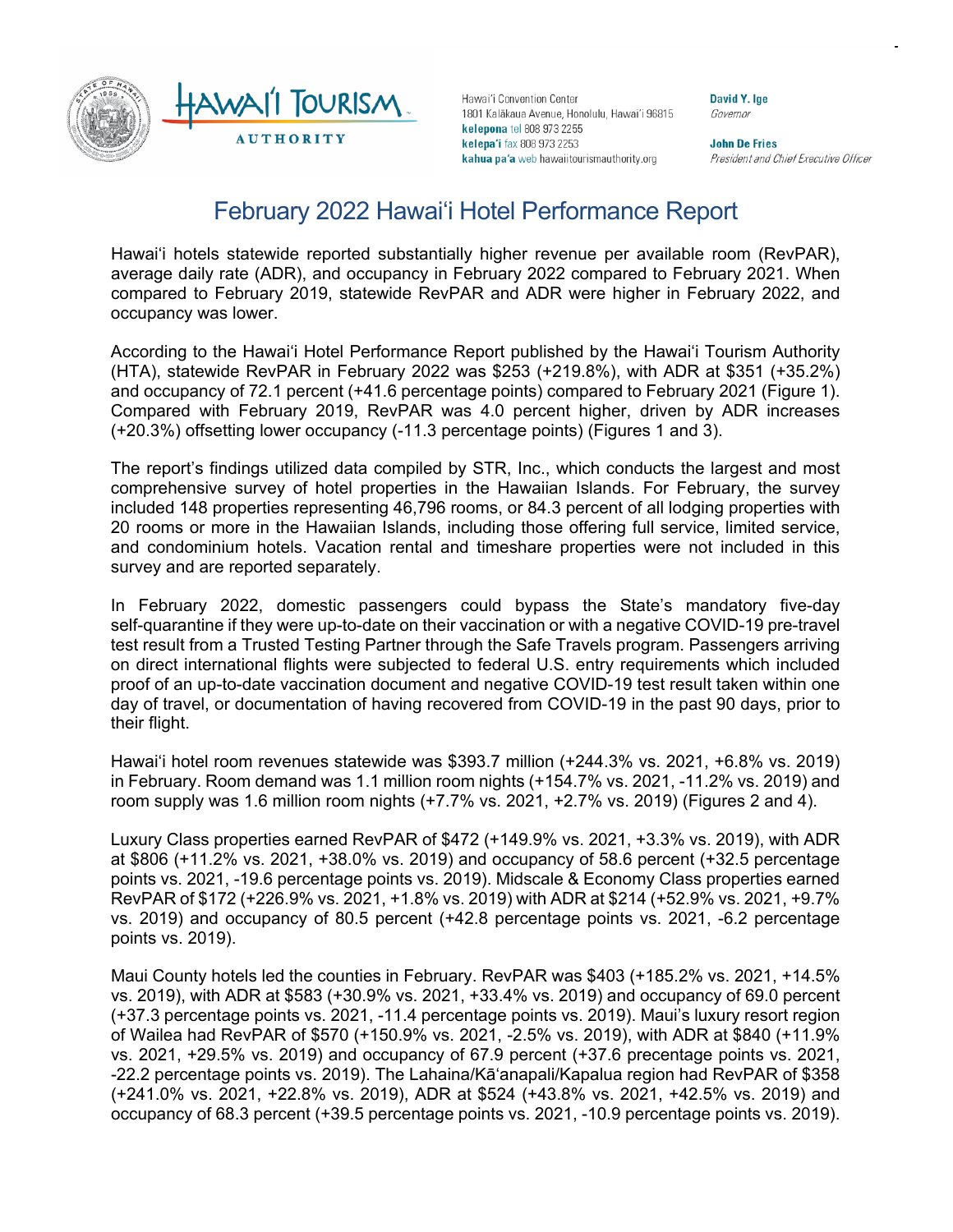Hawaiʻi Convention Center
1801 Kalākaua Avenue, Honolulu, Hawaiʻi 96815
**kelepona** tel 808 973 2255
**kelepaʻi** fax 808 973 2253
**kahua paʻa** web hawaiitourismauthority.org

**David Y. Ige**
*Governor*

**John De Fries**
*President and Chief Executive Officer*

# February 2022 Hawaiʻi Hotel Performance Report

Hawaiʻi hotels statewide reported substantially higher revenue per available room (RevPAR), average daily rate (ADR), and occupancy in February 2022 compared to February 2021. When compared to February 2019, statewide RevPAR and ADR were higher in February 2022, and occupancy was lower.

According to the Hawaiʻi Hotel Performance Report published by the Hawaiʻi Tourism Authority (HTA), statewide RevPAR in February 2022 was $253 (+219.8%), with ADR at $351 (+35.2%) and occupancy of 72.1 percent (+41.6 percentage points) compared to February 2021 (Figure 1). Compared with February 2019, RevPAR was 4.0 percent higher, driven by ADR increases (+20.3%) offsetting lower occupancy (-11.3 percentage points) (Figures 1 and 3).

The report's findings utilized data compiled by STR, Inc., which conducts the largest and most comprehensive survey of hotel properties in the Hawaiian Islands. For February, the survey included 148 properties representing 46,796 rooms, or 84.3 percent of all lodging properties with 20 rooms or more in the Hawaiian Islands, including those offering full service, limited service, and condominium hotels. Vacation rental and timeshare properties were not included in this survey and are reported separately.

In February 2022, domestic passengers could bypass the State's mandatory five-day self-quarantine if they were up-to-date on their vaccination or with a negative COVID-19 pre-travel test result from a Trusted Testing Partner through the Safe Travels program. Passengers arriving on direct international flights were subjected to federal U.S. entry requirements which included proof of an up-to-date vaccination document and negative COVID-19 test result taken within one day of travel, or documentation of having recovered from COVID-19 in the past 90 days, prior to their flight.

Hawaiʻi hotel room revenues statewide was $393.7 million (+244.3% vs. 2021, +6.8% vs. 2019) in February. Room demand was 1.1 million room nights (+154.7% vs. 2021, -11.2% vs. 2019) and room supply was 1.6 million room nights (+7.7% vs. 2021, +2.7% vs. 2019) (Figures 2 and 4).

Luxury Class properties earned RevPAR of $472 (+149.9% vs. 2021, +3.3% vs. 2019), with ADR at $806 (+11.2% vs. 2021, +38.0% vs. 2019) and occupancy of 58.6 percent (+32.5 percentage points vs. 2021, -19.6 percentage points vs. 2019). Midscale & Economy Class properties earned RevPAR of $172 (+226.9% vs. 2021, +1.8% vs. 2019) with ADR at $214 (+52.9% vs. 2021, +9.7% vs. 2019) and occupancy of 80.5 percent (+42.8 percentage points vs. 2021, -6.2 percentage points vs. 2019).

Maui County hotels led the counties in February. RevPAR was $403 (+185.2% vs. 2021, +14.5% vs. 2019), with ADR at $583 (+30.9% vs. 2021, +33.4% vs. 2019) and occupancy of 69.0 percent (+37.3 percentage points vs. 2021, -11.4 percentage points vs. 2019). Maui's luxury resort region of Wailea had RevPAR of $570 (+150.9% vs. 2021, -2.5% vs. 2019), with ADR at $840 (+11.9% vs. 2021, +29.5% vs. 2019) and occupancy of 67.9 percent (+37.6 precentage points vs. 2021, -22.2 percentage points vs. 2019). The Lahaina/Kāʻanapali/Kapalua region had RevPAR of $358 (+241.0% vs. 2021, +22.8% vs. 2019), ADR at $524 (+43.8% vs. 2021, +42.5% vs. 2019) and occupancy of 68.3 percent (+39.5 percentage points vs. 2021, -10.9 percentage points vs. 2019).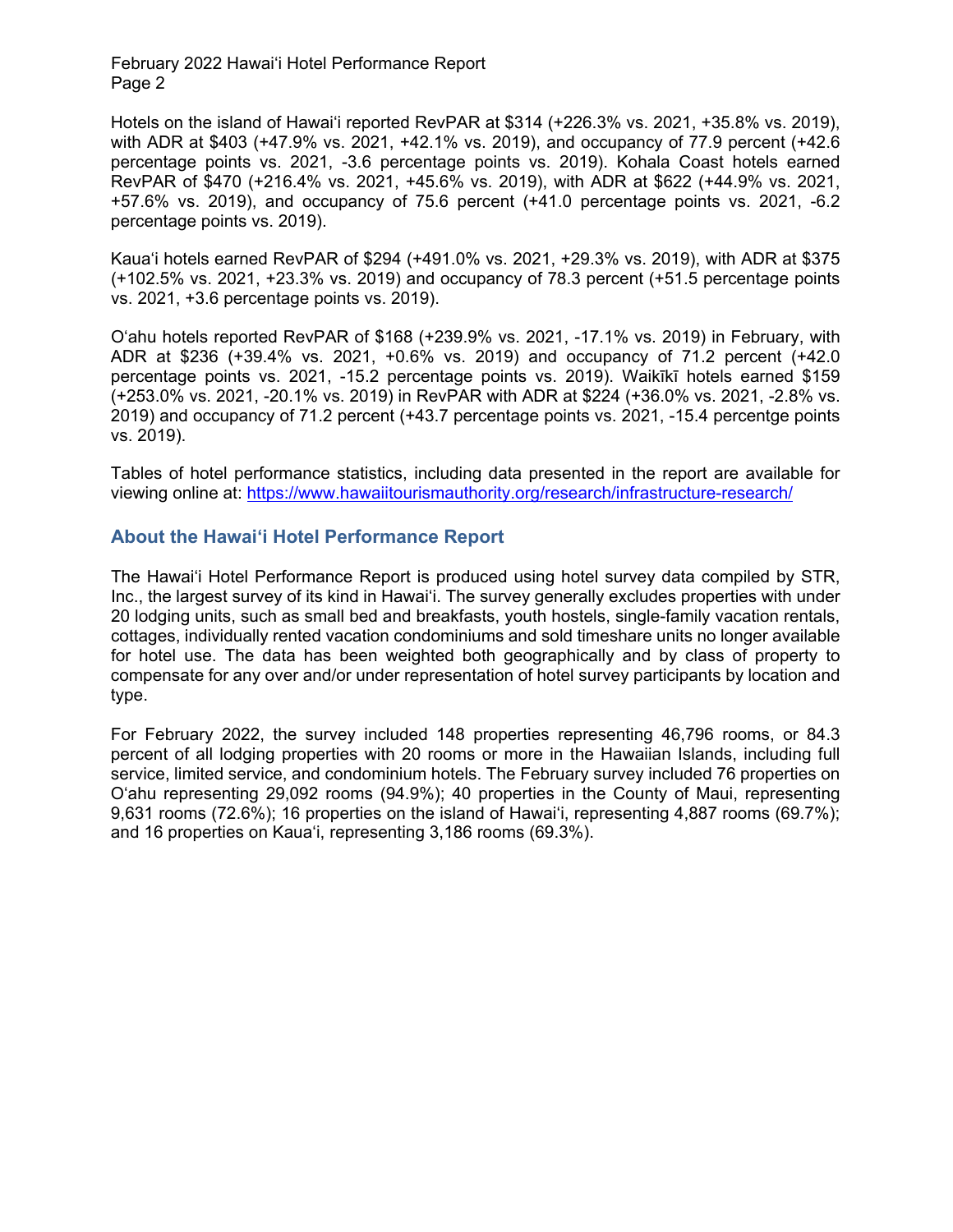Hotels on the island of Hawai‘i reported RevPAR at $314 (+226.3% vs. 2021, +35.8% vs. 2019), with ADR at $403 (+47.9% vs. 2021, +42.1% vs. 2019), and occupancy of 77.9 percent (+42.6 percentage points vs. 2021, -3.6 percentage points vs. 2019). Kohala Coast hotels earned RevPAR of $470 (+216.4% vs. 2021, +45.6% vs. 2019), with ADR at $622 (+44.9% vs. 2021, +57.6% vs. 2019), and occupancy of 75.6 percent (+41.0 percentage points vs. 2021, -6.2 percentage points vs. 2019).

Kaua‘i hotels earned RevPAR of $294 (+491.0% vs. 2021, +29.3% vs. 2019), with ADR at $375 (+102.5% vs. 2021, +23.3% vs. 2019) and occupancy of 78.3 percent (+51.5 percentage points vs. 2021, +3.6 percentage points vs. 2019).

O‘ahu hotels reported RevPAR of $168 (+239.9% vs. 2021, -17.1% vs. 2019) in February, with ADR at $236 (+39.4% vs. 2021, +0.6% vs. 2019) and occupancy of 71.2 percent (+42.0 percentage points vs. 2021, -15.2 percentage points vs. 2019). Waikīkī hotels earned $159 (+253.0% vs. 2021, -20.1% vs. 2019) in RevPAR with ADR at $224 (+36.0% vs. 2021, -2.8% vs. 2019) and occupancy of 71.2 percent (+43.7 percentage points vs. 2021, -15.4 percentge points vs. 2019).

Tables of hotel performance statistics, including data presented in the report are available for viewing online at: https://www.hawaiitourismauthority.org/research/infrastructure-research/

## About the Hawai‘i Hotel Performance Report

The Hawai‘i Hotel Performance Report is produced using hotel survey data compiled by STR, Inc., the largest survey of its kind in Hawai‘i. The survey generally excludes properties with under 20 lodging units, such as small bed and breakfasts, youth hostels, single-family vacation rentals, cottages, individually rented vacation condominiums and sold timeshare units no longer available for hotel use. The data has been weighted both geographically and by class of property to compensate for any over and/or under representation of hotel survey participants by location and type.

For February 2022, the survey included 148 properties representing 46,796 rooms, or 84.3 percent of all lodging properties with 20 rooms or more in the Hawaiian Islands, including full service, limited service, and condominium hotels. The February survey included 76 properties on O‘ahu representing 29,092 rooms (94.9%); 40 properties in the County of Maui, representing 9,631 rooms (72.6%); 16 properties on the island of Hawai‘i, representing 4,887 rooms (69.7%); and 16 properties on Kaua‘i, representing 3,186 rooms (69.3%).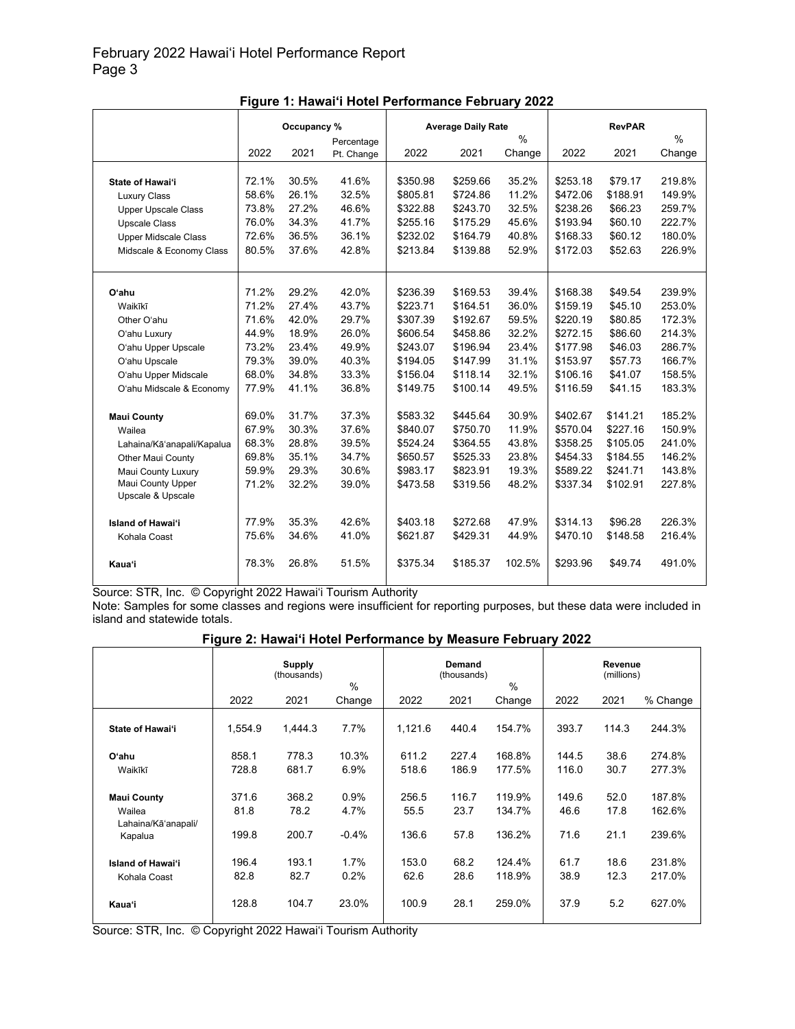**Figure 1: Hawai'i Hotel Performance February 2022**

| | Occupancy % | | | Average Daily Rate | | | RevPAR | | |
|---|---|---|---|---|---|---|---|---|---|
| | 2022 | 2021 | Percentage Pt. Change | 2022 | 2021 | % Change | 2022 | 2021 | % Change |
| **State of Hawai'i** | 72.1% | 30.5% | 41.6% | $350.98 | $259.66 | 35.2% | $253.18 | $79.17 | 219.8% |
| Luxury Class | 58.6% | 26.1% | 32.5% | $805.81 | $724.86 | 11.2% | $472.06 | $188.91 | 149.9% |
| Upper Upscale Class | 73.8% | 27.2% | 46.6% | $322.88 | $243.70 | 32.5% | $238.26 | $66.23 | 259.7% |
| Upscale Class | 76.0% | 34.3% | 41.7% | $255.16 | $175.29 | 45.6% | $193.94 | $60.10 | 222.7% |
| Upper Midscale Class | 72.6% | 36.5% | 36.1% | $232.02 | $164.79 | 40.8% | $168.33 | $60.12 | 180.0% |
| Midscale & Economy Class | 80.5% | 37.6% | 42.8% | $213.84 | $139.88 | 52.9% | $172.03 | $52.63 | 226.9% |
| **O'ahu** | 71.2% | 29.2% | 42.0% | $236.39 | $169.53 | 39.4% | $168.38 | $49.54 | 239.9% |
| Waikīkī | 71.2% | 27.4% | 43.7% | $223.71 | $164.51 | 36.0% | $159.19 | $45.10 | 253.0% |
| Other O'ahu | 71.6% | 42.0% | 29.7% | $307.39 | $192.67 | 59.5% | $220.19 | $80.85 | 172.3% |
| O'ahu Luxury | 44.9% | 18.9% | 26.0% | $606.54 | $458.86 | 32.2% | $272.15 | $86.60 | 214.3% |
| O'ahu Upper Upscale | 73.2% | 23.4% | 49.9% | $243.07 | $196.94 | 23.4% | $177.98 | $46.03 | 286.7% |
| O'ahu Upscale | 79.3% | 39.0% | 40.3% | $194.05 | $147.99 | 31.1% | $153.97 | $57.73 | 166.7% |
| O'ahu Upper Midscale | 68.0% | 34.8% | 33.3% | $156.04 | $118.14 | 32.1% | $106.16 | $41.07 | 158.5% |
| O'ahu Midscale & Economy | 77.9% | 41.1% | 36.8% | $149.75 | $100.14 | 49.5% | $116.59 | $41.15 | 183.3% |
| **Maui County** | 69.0% | 31.7% | 37.3% | $583.32 | $445.64 | 30.9% | $402.67 | $141.21 | 185.2% |
| Wailea | 67.9% | 30.3% | 37.6% | $840.07 | $750.70 | 11.9% | $570.04 | $227.16 | 150.9% |
| Lahaina/Kā'anapali/Kapalua | 68.3% | 28.8% | 39.5% | $524.24 | $364.55 | 43.8% | $358.25 | $105.05 | 241.0% |
| Other Maui County | 69.8% | 35.1% | 34.7% | $650.57 | $525.33 | 23.8% | $454.33 | $184.55 | 146.2% |
| Maui County Luxury | 59.9% | 29.3% | 30.6% | $983.17 | $823.91 | 19.3% | $589.22 | $241.71 | 143.8% |
| Maui County Upper Upscale & Upscale | 71.2% | 32.2% | 39.0% | $473.58 | $319.56 | 48.2% | $337.34 | $102.91 | 227.8% |
| **Island of Hawai'i** | 77.9% | 35.3% | 42.6% | $403.18 | $272.68 | 47.9% | $314.13 | $96.28 | 226.3% |
| Kohala Coast | 75.6% | 34.6% | 41.0% | $621.87 | $429.31 | 44.9% | $470.10 | $148.58 | 216.4% |
| **Kaua'i** | 78.3% | 26.8% | 51.5% | $375.34 | $185.37 | 102.5% | $293.96 | $49.74 | 491.0% |

Source: STR, Inc. © Copyright 2022 Hawai'i Tourism Authority

Note: Samples for some classes and regions were insufficient for reporting purposes, but these data were included in island and statewide totals.

**Figure 2: Hawai'i Hotel Performance by Measure February 2022**

| | Supply (thousands) | | | Demand (thousands) | | | Revenue (millions) | | |
|---|---|---|---|---|---|---|---|---|---|
| | 2022 | 2021 | % Change | 2022 | 2021 | % Change | 2022 | 2021 | % Change |
| **State of Hawai'i** | 1,554.9 | 1,444.3 | 7.7% | 1,121.6 | 440.4 | 154.7% | 393.7 | 114.3 | 244.3% |
| **O'ahu** | 858.1 | 778.3 | 10.3% | 611.2 | 227.4 | 168.8% | 144.5 | 38.6 | 274.8% |
| Waikīkī | 728.8 | 681.7 | 6.9% | 518.6 | 186.9 | 177.5% | 116.0 | 30.7 | 277.3% |
| **Maui County** | 371.6 | 368.2 | 0.9% | 256.5 | 116.7 | 119.9% | 149.6 | 52.0 | 187.8% |
| Wailea | 81.8 | 78.2 | 4.7% | 55.5 | 23.7 | 134.7% | 46.6 | 17.8 | 162.6% |
| Lahaina/Kā'anapali/Kapalua | 199.8 | 200.7 | -0.4% | 136.6 | 57.8 | 136.2% | 71.6 | 21.1 | 239.6% |
| **Island of Hawai'i** | 196.4 | 193.1 | 1.7% | 153.0 | 68.2 | 124.4% | 61.7 | 18.6 | 231.8% |
| Kohala Coast | 82.8 | 82.7 | 0.2% | 62.6 | 28.6 | 118.9% | 38.9 | 12.3 | 217.0% |
| **Kaua'i** | 128.8 | 104.7 | 23.0% | 100.9 | 28.1 | 259.0% | 37.9 | 5.2 | 627.0% |

Source: STR, Inc. © Copyright 2022 Hawai'i Tourism Authority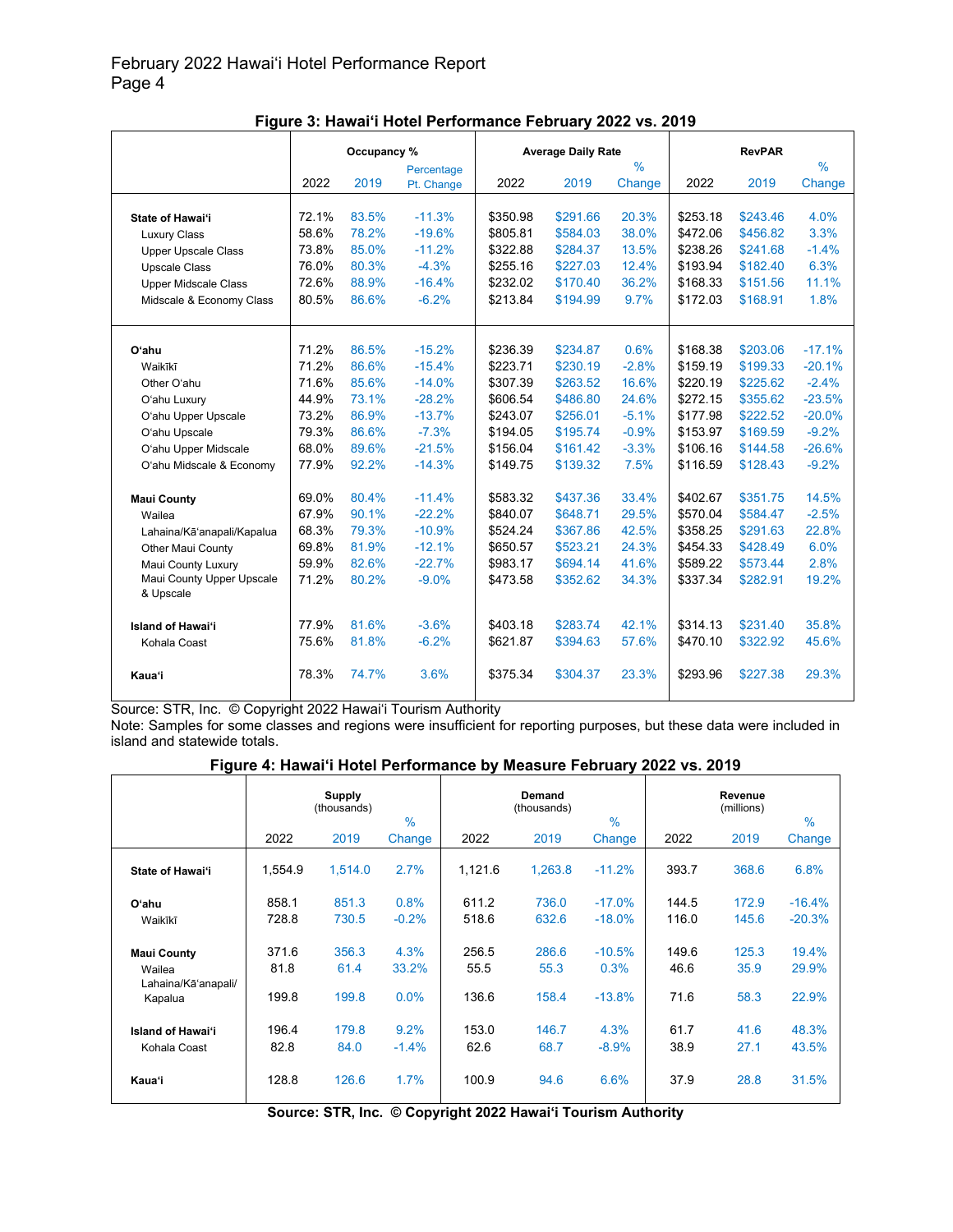### Figure 3: Hawaiʻi Hotel Performance February 2022 vs. 2019

| | Occupancy % | | | Average Daily Rate | | | RevPAR | | |
|---|---|---|---|---|---|---|---|---|---|
| | 2022 | 2019 | Percentage Pt. Change | 2022 | 2019 | % Change | 2022 | 2019 | % Change |
| **State of Hawaiʻi** | 72.1% | 83.5% | -11.3% | $350.98 | $291.66 | 20.3% | $253.18 | $243.46 | 4.0% |
| Luxury Class | 58.6% | 78.2% | -19.6% | $805.81 | $584.03 | 38.0% | $472.06 | $456.82 | 3.3% |
| Upper Upscale Class | 73.8% | 85.0% | -11.2% | $322.88 | $284.37 | 13.5% | $238.26 | $241.68 | -1.4% |
| Upscale Class | 76.0% | 80.3% | -4.3% | $255.16 | $227.03 | 12.4% | $193.94 | $182.40 | 6.3% |
| Upper Midscale Class | 72.6% | 88.9% | -16.4% | $232.02 | $170.40 | 36.2% | $168.33 | $151.56 | 11.1% |
| Midscale & Economy Class | 80.5% | 86.6% | -6.2% | $213.84 | $194.99 | 9.7% | $172.03 | $168.91 | 1.8% |
| **Oʻahu** | 71.2% | 86.5% | -15.2% | $236.39 | $234.87 | 0.6% | $168.38 | $203.06 | -17.1% |
| Waikīkī | 71.2% | 86.6% | -15.4% | $223.71 | $230.19 | -2.8% | $159.19 | $199.33 | -20.1% |
| Other Oʻahu | 71.6% | 85.6% | -14.0% | $307.39 | $263.52 | 16.6% | $220.19 | $225.62 | -2.4% |
| Oʻahu Luxury | 44.9% | 73.1% | -28.2% | $606.54 | $486.80 | 24.6% | $272.15 | $355.62 | -23.5% |
| Oʻahu Upper Upscale | 73.2% | 86.9% | -13.7% | $243.07 | $256.01 | -5.1% | $177.98 | $222.52 | -20.0% |
| Oʻahu Upscale | 79.3% | 86.6% | -7.3% | $194.05 | $195.74 | -0.9% | $153.97 | $169.59 | -9.2% |
| Oʻahu Upper Midscale | 68.0% | 89.6% | -21.5% | $156.04 | $161.42 | -3.3% | $106.16 | $144.58 | -26.6% |
| Oʻahu Midscale & Economy | 77.9% | 92.2% | -14.3% | $149.75 | $139.32 | 7.5% | $116.59 | $128.43 | -9.2% |
| **Maui County** | 69.0% | 80.4% | -11.4% | $583.32 | $437.36 | 33.4% | $402.67 | $351.75 | 14.5% |
| Wailea | 67.9% | 90.1% | -22.2% | $840.07 | $648.71 | 29.5% | $570.04 | $584.47 | -2.5% |
| Lahaina/Kāʻanapali/Kapalua | 68.3% | 79.3% | -10.9% | $524.24 | $367.86 | 42.5% | $358.25 | $291.63 | 22.8% |
| Other Maui County | 69.8% | 81.9% | -12.1% | $650.57 | $523.21 | 24.3% | $454.33 | $428.49 | 6.0% |
| Maui County Luxury | 59.9% | 82.6% | -22.7% | $983.17 | $694.14 | 41.6% | $589.22 | $573.44 | 2.8% |
| Maui County Upper Upscale & Upscale | 71.2% | 80.2% | -9.0% | $473.58 | $352.62 | 34.3% | $337.34 | $282.91 | 19.2% |
| **Island of Hawaiʻi** | 77.9% | 81.6% | -3.6% | $403.18 | $283.74 | 42.1% | $314.13 | $231.40 | 35.8% |
| Kohala Coast | 75.6% | 81.8% | -6.2% | $621.87 | $394.63 | 57.6% | $470.10 | $322.92 | 45.6% |
| **Kauaʻi** | 78.3% | 74.7% | 3.6% | $375.34 | $304.37 | 23.3% | $293.96 | $227.38 | 29.3% |

Source: STR, Inc. © Copyright 2022 Hawaiʻi Tourism Authority

Note: Samples for some classes and regions were insufficient for reporting purposes, but these data were included in island and statewide totals.

### Figure 4: Hawaiʻi Hotel Performance by Measure February 2022 vs. 2019

| | Supply (thousands) | | | Demand (thousands) | | | Revenue (millions) | | |
|---|---|---|---|---|---|---|---|---|---|
| | 2022 | 2019 | % Change | 2022 | 2019 | % Change | 2022 | 2019 | % Change |
| **State of Hawaiʻi** | 1,554.9 | 1,514.0 | 2.7% | 1,121.6 | 1,263.8 | -11.2% | 393.7 | 368.6 | 6.8% |
| **Oʻahu** | 858.1 | 851.3 | 0.8% | 611.2 | 736.0 | -17.0% | 144.5 | 172.9 | -16.4% |
| Waikīkī | 728.8 | 730.5 | -0.2% | 518.6 | 632.6 | -18.0% | 116.0 | 145.6 | -20.3% |
| **Maui County** | 371.6 | 356.3 | 4.3% | 256.5 | 286.6 | -10.5% | 149.6 | 125.3 | 19.4% |
| Wailea | 81.8 | 61.4 | 33.2% | 55.5 | 55.3 | 0.3% | 46.6 | 35.9 | 29.9% |
| Lahaina/Kāʻanapali/Kapalua | 199.8 | 199.8 | 0.0% | 136.6 | 158.4 | -13.8% | 71.6 | 58.3 | 22.9% |
| **Island of Hawaiʻi** | 196.4 | 179.8 | 9.2% | 153.0 | 146.7 | 4.3% | 61.7 | 41.6 | 48.3% |
| Kohala Coast | 82.8 | 84.0 | -1.4% | 62.6 | 68.7 | -8.9% | 38.9 | 27.1 | 43.5% |
| **Kauaʻi** | 128.8 | 126.6 | 1.7% | 100.9 | 94.6 | 6.6% | 37.9 | 28.8 | 31.5% |

**Source: STR, Inc. © Copyright 2022 Hawaiʻi Tourism Authority**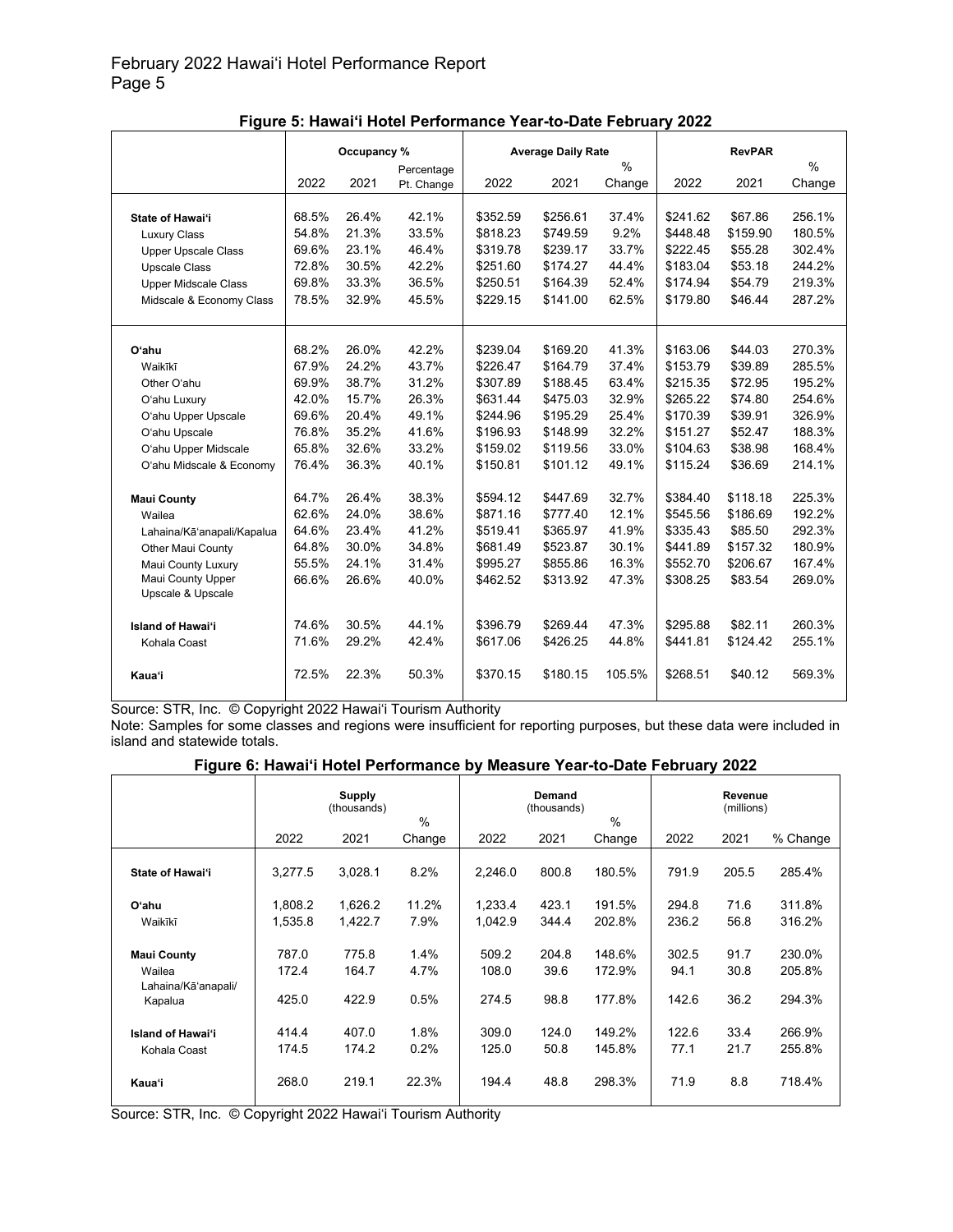### Figure 5: Hawaiʻi Hotel Performance Year-to-Date February 2022

| | Occupancy % | | | Average Daily Rate | | | RevPAR | | |
|---|---|---|---|---|---|---|---|---|---|
| | 2022 | 2021 | Percentage Pt. Change | 2022 | 2021 | % Change | 2022 | 2021 | % Change |
| **State of Hawaiʻi** | 68.5% | 26.4% | 42.1% | $352.59 | $256.61 | 37.4% | $241.62 | $67.86 | 256.1% |
| Luxury Class | 54.8% | 21.3% | 33.5% | $818.23 | $749.59 | 9.2% | $448.48 | $159.90 | 180.5% |
| Upper Upscale Class | 69.6% | 23.1% | 46.4% | $319.78 | $239.17 | 33.7% | $222.45 | $55.28 | 302.4% |
| Upscale Class | 72.8% | 30.5% | 42.2% | $251.60 | $174.27 | 44.4% | $183.04 | $53.18 | 244.2% |
| Upper Midscale Class | 69.8% | 33.3% | 36.5% | $250.51 | $164.39 | 52.4% | $174.94 | $54.79 | 219.3% |
| Midscale & Economy Class | 78.5% | 32.9% | 45.5% | $229.15 | $141.00 | 62.5% | $179.80 | $46.44 | 287.2% |
| **Oʻahu** | 68.2% | 26.0% | 42.2% | $239.04 | $169.20 | 41.3% | $163.06 | $44.03 | 270.3% |
| Waikīkī | 67.9% | 24.2% | 43.7% | $226.47 | $164.79 | 37.4% | $153.79 | $39.89 | 285.5% |
| Other Oʻahu | 69.9% | 38.7% | 31.2% | $307.89 | $188.45 | 63.4% | $215.35 | $72.95 | 195.2% |
| Oʻahu Luxury | 42.0% | 15.7% | 26.3% | $631.44 | $475.03 | 32.9% | $265.22 | $74.80 | 254.6% |
| Oʻahu Upper Upscale | 69.6% | 20.4% | 49.1% | $244.96 | $195.29 | 25.4% | $170.39 | $39.91 | 326.9% |
| Oʻahu Upscale | 76.8% | 35.2% | 41.6% | $196.93 | $148.99 | 32.2% | $151.27 | $52.47 | 188.3% |
| Oʻahu Upper Midscale | 65.8% | 32.6% | 33.2% | $159.02 | $119.56 | 33.0% | $104.63 | $38.98 | 168.4% |
| Oʻahu Midscale & Economy | 76.4% | 36.3% | 40.1% | $150.81 | $101.12 | 49.1% | $115.24 | $36.69 | 214.1% |
| **Maui County** | 64.7% | 26.4% | 38.3% | $594.12 | $447.69 | 32.7% | $384.40 | $118.18 | 225.3% |
| Wailea | 62.6% | 24.0% | 38.6% | $871.16 | $777.40 | 12.1% | $545.56 | $186.69 | 192.2% |
| Lahaina/Kāʻanapali/Kapalua | 64.6% | 23.4% | 41.2% | $519.41 | $365.97 | 41.9% | $335.43 | $85.50 | 292.3% |
| Other Maui County | 64.8% | 30.0% | 34.8% | $681.49 | $523.87 | 30.1% | $441.89 | $157.32 | 180.9% |
| Maui County Luxury | 55.5% | 24.1% | 31.4% | $995.27 | $855.86 | 16.3% | $552.70 | $206.67 | 167.4% |
| Maui County Upper Upscale & Upscale | 66.6% | 26.6% | 40.0% | $462.52 | $313.92 | 47.3% | $308.25 | $83.54 | 269.0% |
| **Island of Hawaiʻi** | 74.6% | 30.5% | 44.1% | $396.79 | $269.44 | 47.3% | $295.88 | $82.11 | 260.3% |
| Kohala Coast | 71.6% | 29.2% | 42.4% | $617.06 | $426.25 | 44.8% | $441.81 | $124.42 | 255.1% |
| **Kauaʻi** | 72.5% | 22.3% | 50.3% | $370.15 | $180.15 | 105.5% | $268.51 | $40.12 | 569.3% |

Source: STR, Inc. © Copyright 2022 Hawaiʻi Tourism Authority

Note: Samples for some classes and regions were insufficient for reporting purposes, but these data were included in island and statewide totals.

### Figure 6: Hawaiʻi Hotel Performance by Measure Year-to-Date February 2022

| | Supply (thousands) | | | Demand (thousands) | | | Revenue (millions) | | |
|---|---|---|---|---|---|---|---|---|---|
| | 2022 | 2021 | % Change | 2022 | 2021 | % Change | 2022 | 2021 | % Change |
| **State of Hawaiʻi** | 3,277.5 | 3,028.1 | 8.2% | 2,246.0 | 800.8 | 180.5% | 791.9 | 205.5 | 285.4% |
| **Oʻahu** | 1,808.2 | 1,626.2 | 11.2% | 1,233.4 | 423.1 | 191.5% | 294.8 | 71.6 | 311.8% |
| Waikīkī | 1,535.8 | 1,422.7 | 7.9% | 1,042.9 | 344.4 | 202.8% | 236.2 | 56.8 | 316.2% |
| **Maui County** | 787.0 | 775.8 | 1.4% | 509.2 | 204.8 | 148.6% | 302.5 | 91.7 | 230.0% |
| Wailea | 172.4 | 164.7 | 4.7% | 108.0 | 39.6 | 172.9% | 94.1 | 30.8 | 205.8% |
| Lahaina/Kāʻanapali/ Kapalua | 425.0 | 422.9 | 0.5% | 274.5 | 98.8 | 177.8% | 142.6 | 36.2 | 294.3% |
| **Island of Hawaiʻi** | 414.4 | 407.0 | 1.8% | 309.0 | 124.0 | 149.2% | 122.6 | 33.4 | 266.9% |
| Kohala Coast | 174.5 | 174.2 | 0.2% | 125.0 | 50.8 | 145.8% | 77.1 | 21.7 | 255.8% |
| **Kauaʻi** | 268.0 | 219.1 | 22.3% | 194.4 | 48.8 | 298.3% | 71.9 | 8.8 | 718.4% |

Source: STR, Inc. © Copyright 2022 Hawaiʻi Tourism Authority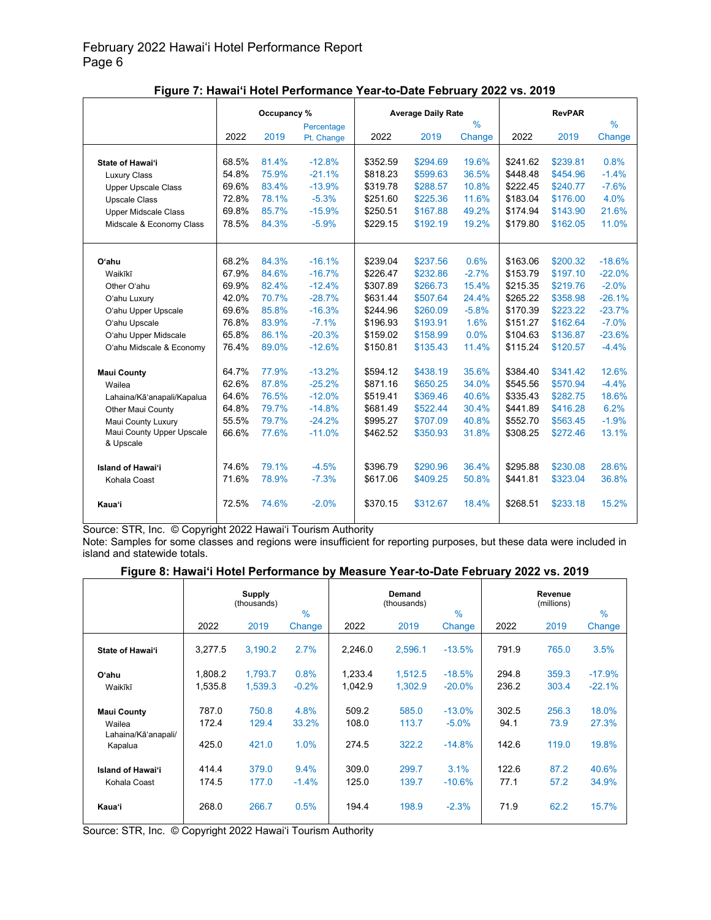**Figure 7: Hawaiʻi Hotel Performance Year-to-Date February 2022 vs. 2019**

| | Occupancy % | | | Average Daily Rate | | | RevPAR | | |
|---|---|---|---|---|---|---|---|---|---|
| | 2022 | 2019 | Percentage Pt. Change | 2022 | 2019 | % Change | 2022 | 2019 | % Change |
| **State of Hawaiʻi** | 68.5% | 81.4% | -12.8% | $352.59 | $294.69 | 19.6% | $241.62 | $239.81 | 0.8% |
| Luxury Class | 54.8% | 75.9% | -21.1% | $818.23 | $599.63 | 36.5% | $448.48 | $454.96 | -1.4% |
| Upper Upscale Class | 69.6% | 83.4% | -13.9% | $319.78 | $288.57 | 10.8% | $222.45 | $240.77 | -7.6% |
| Upscale Class | 72.8% | 78.1% | -5.3% | $251.60 | $225.36 | 11.6% | $183.04 | $176.00 | 4.0% |
| Upper Midscale Class | 69.8% | 85.7% | -15.9% | $250.51 | $167.88 | 49.2% | $174.94 | $143.90 | 21.6% |
| Midscale & Economy Class | 78.5% | 84.3% | -5.9% | $229.15 | $192.19 | 19.2% | $179.80 | $162.05 | 11.0% |
| **Oʻahu** | 68.2% | 84.3% | -16.1% | $239.04 | $237.56 | 0.6% | $163.06 | $200.32 | -18.6% |
| Waikīkī | 67.9% | 84.6% | -16.7% | $226.47 | $232.86 | -2.7% | $153.79 | $197.10 | -22.0% |
| Other Oʻahu | 69.9% | 82.4% | -12.4% | $307.89 | $266.73 | 15.4% | $215.35 | $219.76 | -2.0% |
| Oʻahu Luxury | 42.0% | 70.7% | -28.7% | $631.44 | $507.64 | 24.4% | $265.22 | $358.98 | -26.1% |
| Oʻahu Upper Upscale | 69.6% | 85.8% | -16.3% | $244.96 | $260.09 | -5.8% | $170.39 | $223.22 | -23.7% |
| Oʻahu Upscale | 76.8% | 83.9% | -7.1% | $196.93 | $193.91 | 1.6% | $151.27 | $162.64 | -7.0% |
| Oʻahu Upper Midscale | 65.8% | 86.1% | -20.3% | $159.02 | $158.99 | 0.0% | $104.63 | $136.87 | -23.6% |
| Oʻahu Midscale & Economy | 76.4% | 89.0% | -12.6% | $150.81 | $135.43 | 11.4% | $115.24 | $120.57 | -4.4% |
| **Maui County** | 64.7% | 77.9% | -13.2% | $594.12 | $438.19 | 35.6% | $384.40 | $341.42 | 12.6% |
| Wailea | 62.6% | 87.8% | -25.2% | $871.16 | $650.25 | 34.0% | $545.56 | $570.94 | -4.4% |
| Lahaina/Kāʻanapali/Kapalua | 64.6% | 76.5% | -12.0% | $519.41 | $369.46 | 40.6% | $335.43 | $282.75 | 18.6% |
| Other Maui County | 64.8% | 79.7% | -14.8% | $681.49 | $522.44 | 30.4% | $441.89 | $416.28 | 6.2% |
| Maui County Luxury | 55.5% | 79.7% | -24.2% | $995.27 | $707.09 | 40.8% | $552.70 | $563.45 | -1.9% |
| Maui County Upper Upscale & Upscale | 66.6% | 77.6% | -11.0% | $462.52 | $350.93 | 31.8% | $308.25 | $272.46 | 13.1% |
| **Island of Hawaiʻi** | 74.6% | 79.1% | -4.5% | $396.79 | $290.96 | 36.4% | $295.88 | $230.08 | 28.6% |
| Kohala Coast | 71.6% | 78.9% | -7.3% | $617.06 | $409.25 | 50.8% | $441.81 | $323.04 | 36.8% |
| **Kauaʻi** | 72.5% | 74.6% | -2.0% | $370.15 | $312.67 | 18.4% | $268.51 | $233.18 | 15.2% |

Source: STR, Inc. © Copyright 2022 Hawaiʻi Tourism Authority

Note: Samples for some classes and regions were insufficient for reporting purposes, but these data were included in island and statewide totals.

**Figure 8: Hawaiʻi Hotel Performance by Measure Year-to-Date February 2022 vs. 2019**

| | Supply (thousands) | | | Demand (thousands) | | | Revenue (millions) | | |
|---|---|---|---|---|---|---|---|---|---|
| | 2022 | 2019 | % Change | 2022 | 2019 | % Change | 2022 | 2019 | % Change |
| **State of Hawaiʻi** | 3,277.5 | 3,190.2 | 2.7% | 2,246.0 | 2,596.1 | -13.5% | 791.9 | 765.0 | 3.5% |
| **Oʻahu** | 1,808.2 | 1,793.7 | 0.8% | 1,233.4 | 1,512.5 | -18.5% | 294.8 | 359.3 | -17.9% |
| Waikīkī | 1,535.8 | 1,539.3 | -0.2% | 1,042.9 | 1,302.9 | -20.0% | 236.2 | 303.4 | -22.1% |
| **Maui County** | 787.0 | 750.8 | 4.8% | 509.2 | 585.0 | -13.0% | 302.5 | 256.3 | 18.0% |
| Wailea | 172.4 | 129.4 | 33.2% | 108.0 | 113.7 | -5.0% | 94.1 | 73.9 | 27.3% |
| Lahaina/Kāʻanapali/ Kapalua | 425.0 | 421.0 | 1.0% | 274.5 | 322.2 | -14.8% | 142.6 | 119.0 | 19.8% |
| **Island of Hawaiʻi** | 414.4 | 379.0 | 9.4% | 309.0 | 299.7 | 3.1% | 122.6 | 87.2 | 40.6% |
| Kohala Coast | 174.5 | 177.0 | -1.4% | 125.0 | 139.7 | -10.6% | 77.1 | 57.2 | 34.9% |
| **Kauaʻi** | 268.0 | 266.7 | 0.5% | 194.4 | 198.9 | -2.3% | 71.9 | 62.2 | 15.7% |

Source: STR, Inc. © Copyright 2022 Hawaiʻi Tourism Authority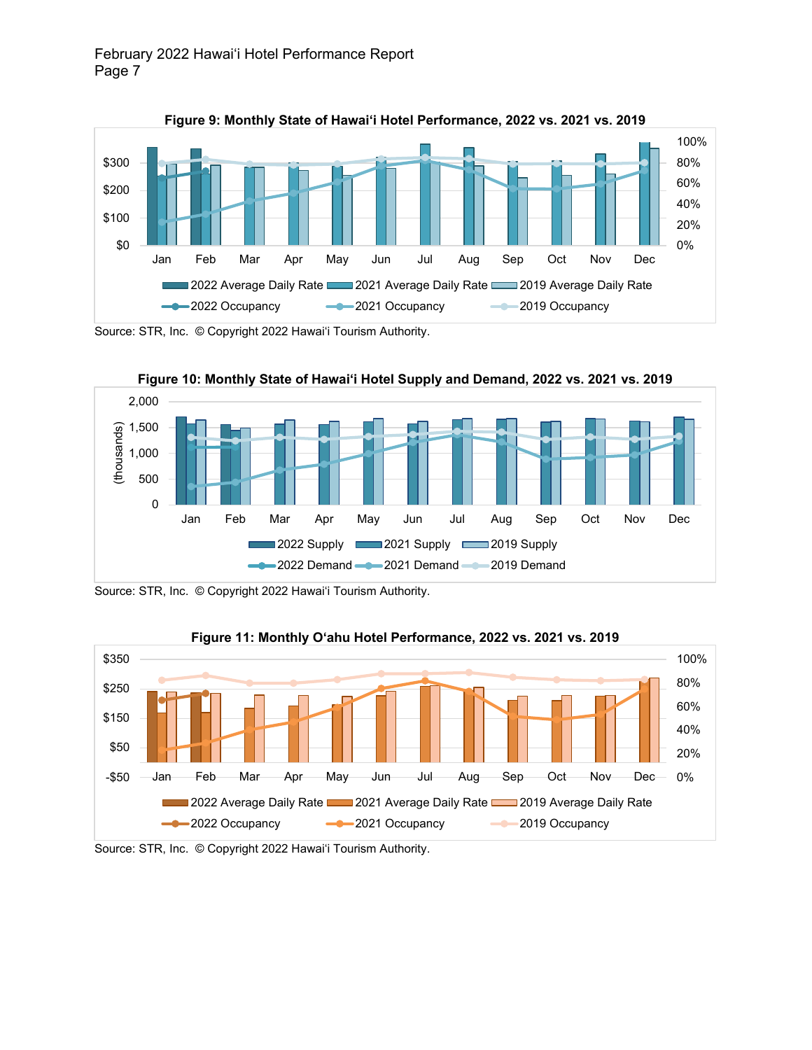**Figure 9: Monthly State of Hawai'i Hotel Performance, 2022 vs. 2021 vs. 2019**

Source: STR, Inc. © Copyright 2022 Hawai'i Tourism Authority.

**Figure 10: Monthly State of Hawai'i Hotel Supply and Demand, 2022 vs. 2021 vs. 2019**

Source: STR, Inc. © Copyright 2022 Hawai'i Tourism Authority.

**Figure 11: Monthly O'ahu Hotel Performance, 2022 vs. 2021 vs. 2019**

Source: STR, Inc. © Copyright 2022 Hawai'i Tourism Authority.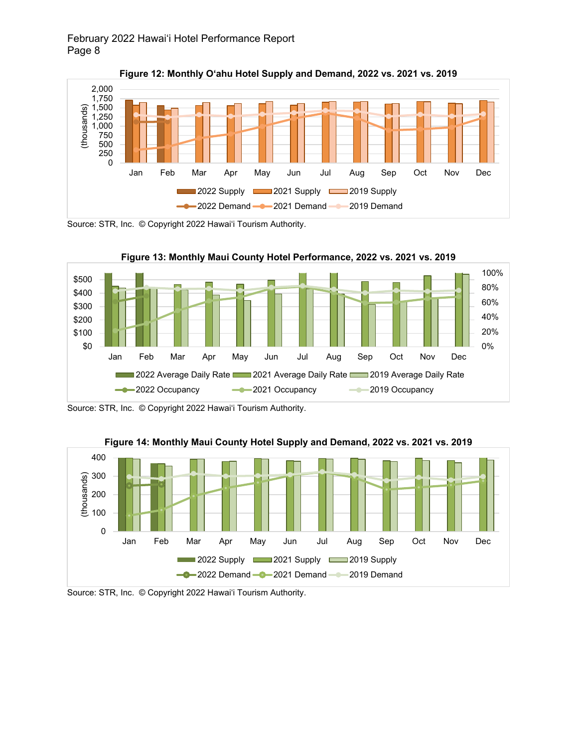**Figure 12: Monthly O‘ahu Hotel Supply and Demand, 2022 vs. 2021 vs. 2019**

Source: STR, Inc. © Copyright 2022 Hawai‘i Tourism Authority.

**Figure 13: Monthly Maui County Hotel Performance, 2022 vs. 2021 vs. 2019**

Source: STR, Inc. © Copyright 2022 Hawai‘i Tourism Authority.

**Figure 14: Monthly Maui County Hotel Supply and Demand, 2022 vs. 2021 vs. 2019**

Source: STR, Inc. © Copyright 2022 Hawai‘i Tourism Authority.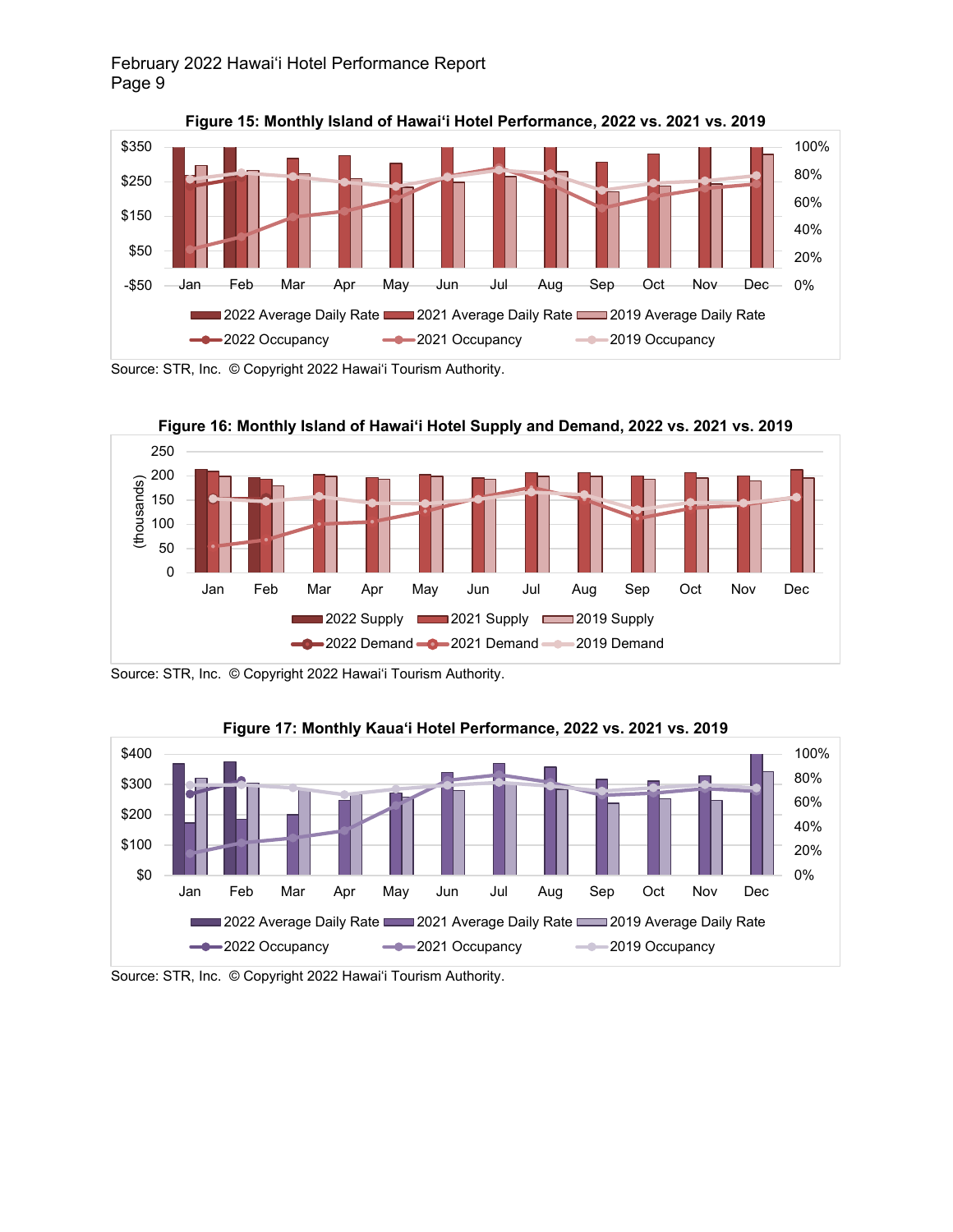**Figure 15: Monthly Island of Hawaiʻi Hotel Performance, 2022 vs. 2021 vs. 2019**

Source: STR, Inc. © Copyright 2022 Hawaiʻi Tourism Authority.

**Figure 16: Monthly Island of Hawaiʻi Hotel Supply and Demand, 2022 vs. 2021 vs. 2019**

Source: STR, Inc. © Copyright 2022 Hawaiʻi Tourism Authority.

**Figure 17: Monthly Kauaʻi Hotel Performance, 2022 vs. 2021 vs. 2019**

Source: STR, Inc. © Copyright 2022 Hawaiʻi Tourism Authority.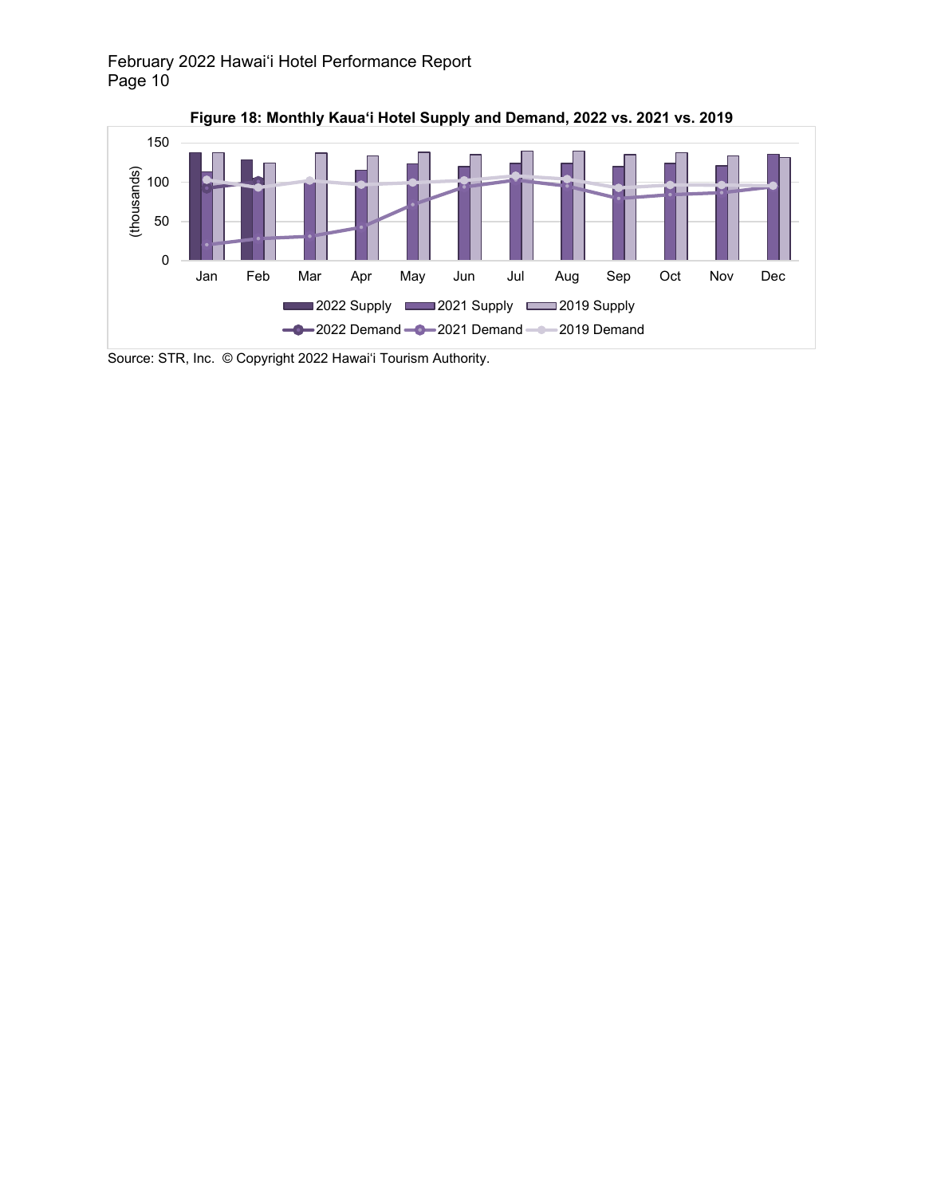**Figure 18: Monthly Kaua'i Hotel Supply and Demand, 2022 vs. 2021 vs. 2019**

(thousands)

150
100
50
0

Jan Feb Mar Apr May Jun Jul Aug Sep Oct Nov Dec

2022 Supply
2021 Supply
2019 Supply
2022 Demand
2021 Demand
2019 Demand

Source: STR, Inc. © Copyright 2022 Hawai'i Tourism Authority.